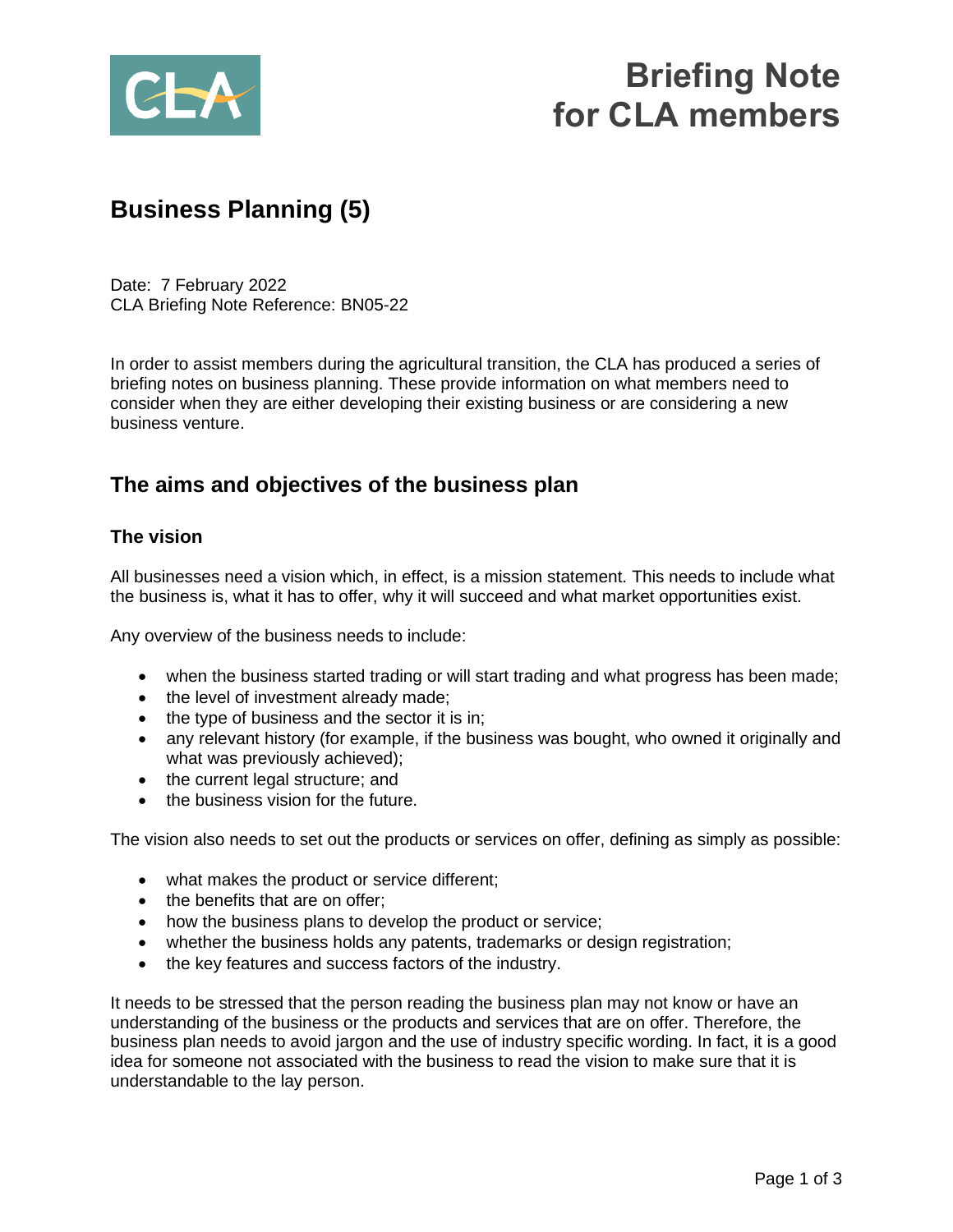# Briefing Note for CLA members

## Business Planning (5)

Date: 7 February 2022
CLA Briefing Note Reference: BN05-22

In order to assist members during the agricultural transition, the CLA has produced a series of briefing notes on business planning. These provide information on what members need to consider when they are either developing their existing business or are considering a new business venture.

## The aims and objectives of the business plan

### The vision

All businesses need a vision which, in effect, is a mission statement. This needs to include what the business is, what it has to offer, why it will succeed and what market opportunities exist.

Any overview of the business needs to include:

- when the business started trading or will start trading and what progress has been made;
- the level of investment already made;
- the type of business and the sector it is in;
- any relevant history (for example, if the business was bought, who owned it originally and what was previously achieved);
- the current legal structure; and
- the business vision for the future.

The vision also needs to set out the products or services on offer, defining as simply as possible:

- what makes the product or service different;
- the benefits that are on offer;
- how the business plans to develop the product or service;
- whether the business holds any patents, trademarks or design registration;
- the key features and success factors of the industry.

It needs to be stressed that the person reading the business plan may not know or have an understanding of the business or the products and services that are on offer. Therefore, the business plan needs to avoid jargon and the use of industry specific wording. In fact, it is a good idea for someone not associated with the business to read the vision to make sure that it is understandable to the lay person.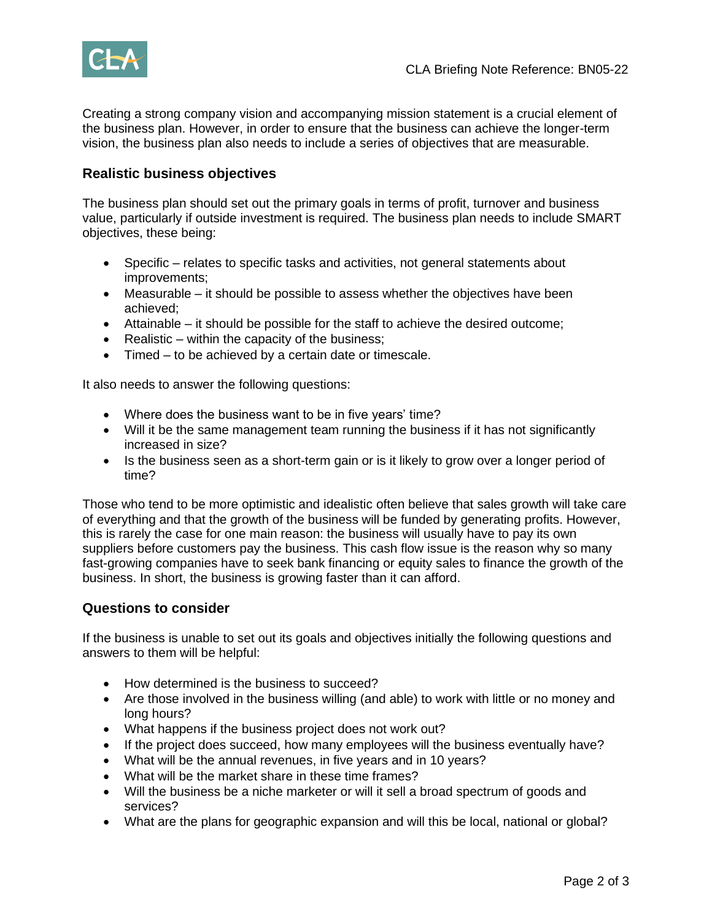Creating a strong company vision and accompanying mission statement is a crucial element of the business plan. However, in order to ensure that the business can achieve the longer-term vision, the business plan also needs to include a series of objectives that are measurable.

## Realistic business objectives

The business plan should set out the primary goals in terms of profit, turnover and business value, particularly if outside investment is required. The business plan needs to include SMART objectives, these being:

- Specific – relates to specific tasks and activities, not general statements about improvements;
- Measurable – it should be possible to assess whether the objectives have been achieved;
- Attainable – it should be possible for the staff to achieve the desired outcome;
- Realistic – within the capacity of the business;
- Timed – to be achieved by a certain date or timescale.

It also needs to answer the following questions:

- Where does the business want to be in five years' time?
- Will it be the same management team running the business if it has not significantly increased in size?
- Is the business seen as a short-term gain or is it likely to grow over a longer period of time?

Those who tend to be more optimistic and idealistic often believe that sales growth will take care of everything and that the growth of the business will be funded by generating profits. However, this is rarely the case for one main reason: the business will usually have to pay its own suppliers before customers pay the business. This cash flow issue is the reason why so many fast-growing companies have to seek bank financing or equity sales to finance the growth of the business. In short, the business is growing faster than it can afford.

## Questions to consider

If the business is unable to set out its goals and objectives initially the following questions and answers to them will be helpful:

- How determined is the business to succeed?
- Are those involved in the business willing (and able) to work with little or no money and long hours?
- What happens if the business project does not work out?
- If the project does succeed, how many employees will the business eventually have?
- What will be the annual revenues, in five years and in 10 years?
- What will be the market share in these time frames?
- Will the business be a niche marketer or will it sell a broad spectrum of goods and services?
- What are the plans for geographic expansion and will this be local, national or global?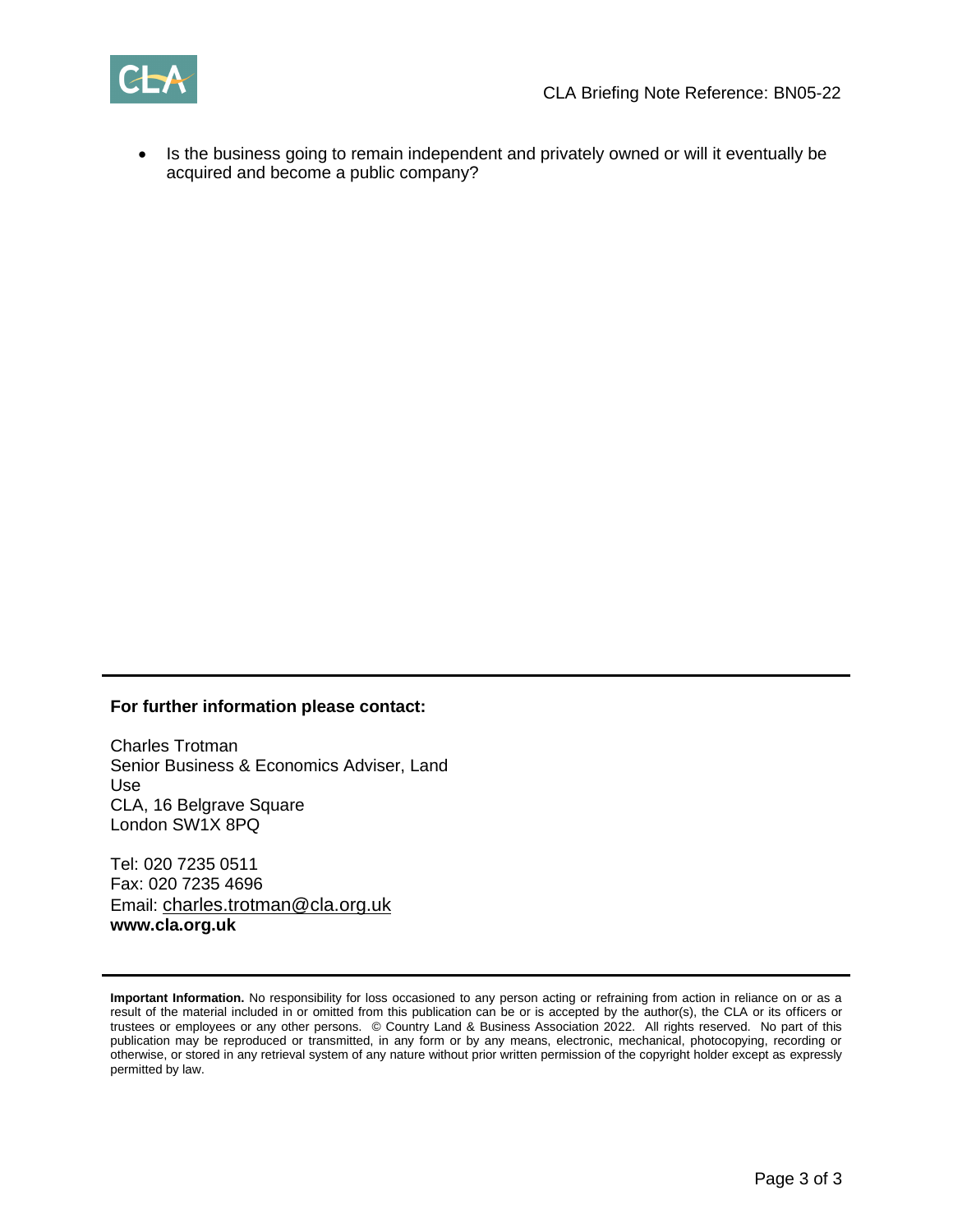- Is the business going to remain independent and privately owned or will it eventually be acquired and become a public company?

---

**For further information please contact:**

Charles Trotman
Senior Business & Economics Adviser, Land Use
CLA, 16 Belgrave Square
London SW1X 8PQ

Tel: 020 7235 0511
Fax: 020 7235 4696
Email: charles.trotman@cla.org.uk
**www.cla.org.uk**

---

**Important Information.** No responsibility for loss occasioned to any person acting or refraining from action in reliance on or as a result of the material included in or omitted from this publication can be or is accepted by the author(s), the CLA or its officers or trustees or employees or any other persons. © Country Land & Business Association 2022. All rights reserved. No part of this publication may be reproduced or transmitted, in any form or by any means, electronic, mechanical, photocopying, recording or otherwise, or stored in any retrieval system of any nature without prior written permission of the copyright holder except as expressly permitted by law.